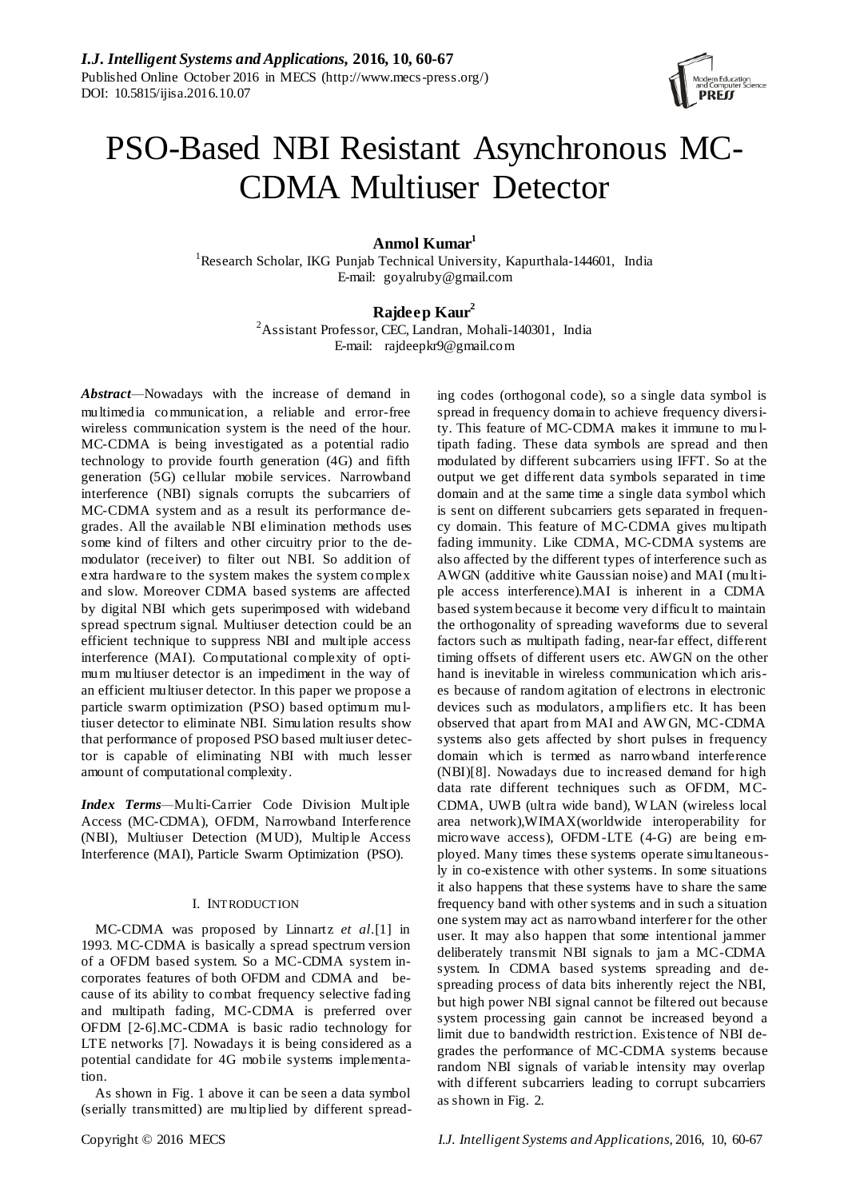# PSO-Based NBI Resistant Asynchronous MC-CDMA Multiuser Detector

**Anmol Kumar[1]**
[1]Research Scholar, IKG Punjab Technical University, Kapurthala-144601, India
E-mail: goyalruby@gmail.com

**Rajdeep Kaur[2]**
[2]Assistant Professor, CEC, Landran, Mohali-140301, India
E-mail: rajdeepkr9@gmail.com

***Abstract***—Nowadays with the increase of demand in multimedia communication, a reliable and error-free wireless communication system is the need of the hour. MC-CDMA is being investigated as a potential radio technology to provide fourth generation (4G) and fifth generation (5G) cellular mobile services. Narrowband interference (NBI) signals corrupts the subcarriers of MC-CDMA system and as a result its performance degrades. All the available NBI elimination methods uses some kind of filters and other circuitry prior to the demodulator (receiver) to filter out NBI. So addition of extra hardware to the system makes the system complex and slow. Moreover CDMA based systems are affected by digital NBI which gets superimposed with wideband spread spectrum signal. Multiuser detection could be an efficient technique to suppress NBI and multiple access interference (MAI). Computational complexity of optimum multiuser detector is an impediment in the way of an efficient multiuser detector. In this paper we propose a particle swarm optimization (PSO) based optimum multiuser detector to eliminate NBI. Simulation results show that performance of proposed PSO based multiuser detector is capable of eliminating NBI with much lesser amount of computational complexity.

***Index Terms***—Multi-Carrier Code Division Multiple Access (MC-CDMA), OFDM, Narrowband Interference (NBI), Multiuser Detection (MUD), Multiple Access Interference (MAI), Particle Swarm Optimization (PSO).

## I. INTRODUCTION

MC-CDMA was proposed by Linnartz *et al*.[1] in 1993. MC-CDMA is basically a spread spectrum version of a OFDM based system. So a MC-CDMA system incorporates features of both OFDM and CDMA and because of its ability to combat frequency selective fading and multipath fading, MC-CDMA is preferred over OFDM [2-6].MC-CDMA is basic radio technology for LTE networks [7]. Nowadays it is being considered as a potential candidate for 4G mobile systems implementation.

As shown in Fig. 1 above it can be seen a data symbol (serially transmitted) are multiplied by different spreading codes (orthogonal code), so a single data symbol is spread in frequency domain to achieve frequency diversity. This feature of MC-CDMA makes it immune to multipath fading. These data symbols are spread and then modulated by different subcarriers using IFFT. So at the output we get different data symbols separated in time domain and at the same time a single data symbol which is sent on different subcarriers gets separated in frequency domain. This feature of MC-CDMA gives multipath fading immunity. Like CDMA, MC-CDMA systems are also affected by the different types of interference such as AWGN (additive white Gaussian noise) and MAI (multiple access interference).MAI is inherent in a CDMA based system because it become very difficult to maintain the orthogonality of spreading waveforms due to several factors such as multipath fading, near-far effect, different timing offsets of different users etc. AWGN on the other hand is inevitable in wireless communication which arises because of random agitation of electrons in electronic devices such as modulators, amplifiers etc. It has been observed that apart from MAI and AWGN, MC-CDMA systems also gets affected by short pulses in frequency domain which is termed as narrowband interference (NBI)[8]. Nowadays due to increased demand for high data rate different techniques such as OFDM, MC-CDMA, UWB (ultra wide band), WLAN (wireless local area network),WIMAX(worldwide interoperability for microwave access), OFDM-LTE (4-G) are being employed. Many times these systems operate simultaneously in co-existence with other systems. In some situations it also happens that these systems have to share the same frequency band with other systems and in such a situation one system may act as narrowband interferer for the other user. It may also happen that some intentional jammer deliberately transmit NBI signals to jam a MC-CDMA system. In CDMA based systems spreading and despreading process of data bits inherently reject the NBI, but high power NBI signal cannot be filtered out because system processing gain cannot be increased beyond a limit due to bandwidth restriction. Existence of NBI degrades the performance of MC-CDMA systems because random NBI signals of variable intensity may overlap with different subcarriers leading to corrupt subcarriers as shown in Fig. 2.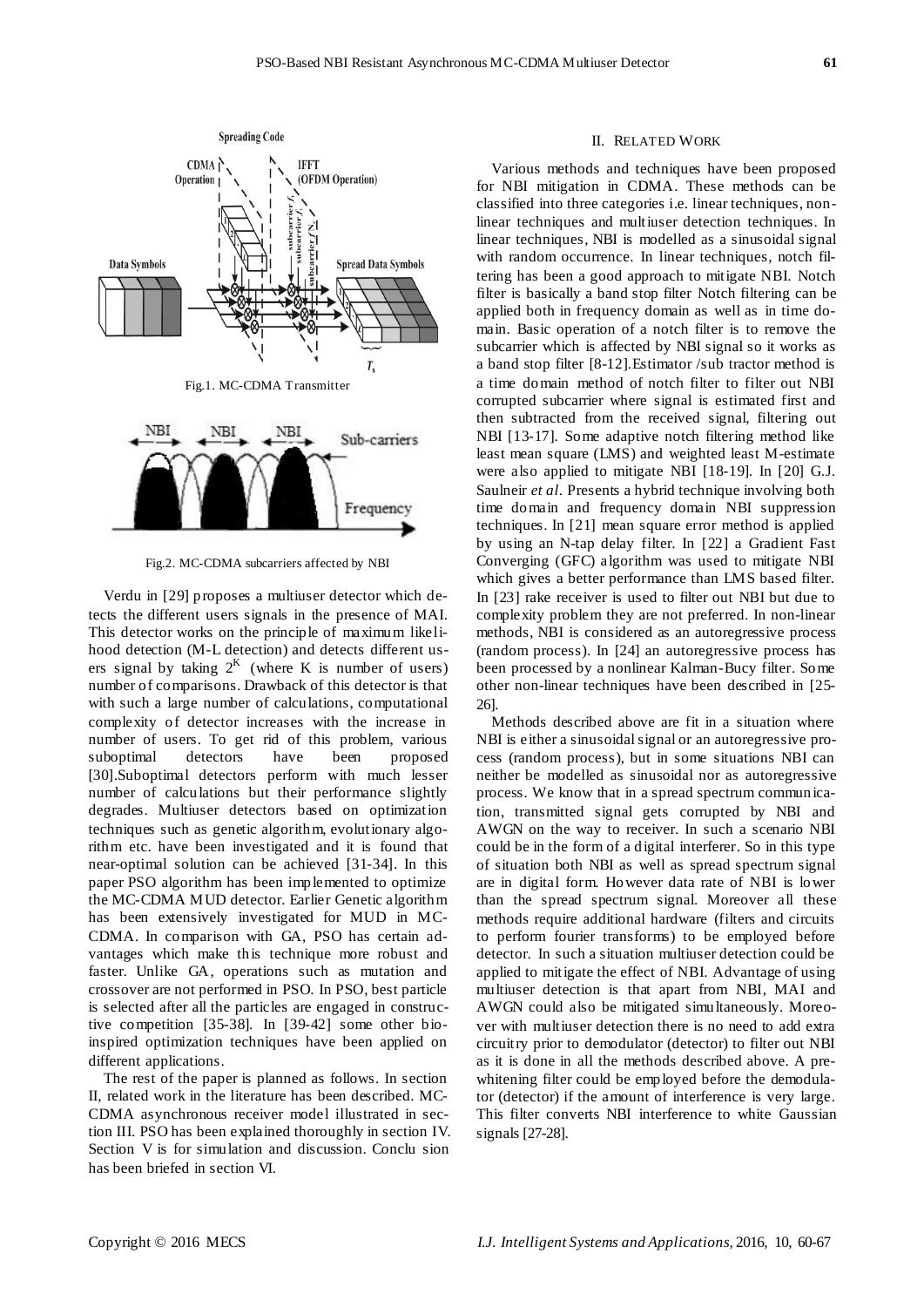Fig.1. MC-CDMA Transmitter

Fig.2. MC-CDMA subcarriers affected by NBI

Verdu in [29] proposes a multiuser detector which detects the different users signals in the presence of MAI. This detector works on the principle of maximum likelihood detection (M-L detection) and detects different users signal by taking $2^K$ (where K is number of users) number of comparisons. Drawback of this detector is that with such a large number of calculations, computational complexity of detector increases with the increase in number of users. To get rid of this problem, various suboptimal detectors have been proposed [30].Suboptimal detectors perform with much lesser number of calculations but their performance slightly degrades. Multiuser detectors based on optimization techniques such as genetic algorithm, evolutionary algorithm etc. have been investigated and it is found that near-optimal solution can be achieved [31-34]. In this paper PSO algorithm has been implemented to optimize the MC-CDMA MUD detector. Earlier Genetic algorithm has been extensively investigated for MUD in MC-CDMA. In comparison with GA, PSO has certain advantages which make this technique more robust and faster. Unlike GA, operations such as mutation and crossover are not performed in PSO. In PSO, best particle is selected after all the particles are engaged in constructive competition [35-38]. In [39-42] some other bio-inspired optimization techniques have been applied on different applications.

The rest of the paper is planned as follows. In section II, related work in the literature has been described. MC-CDMA asynchronous receiver model illustrated in section III. PSO has been explained thoroughly in section IV. Section V is for simulation and discussion. Conclu sion has been briefed in section VI.

## II. Related Work

Various methods and techniques have been proposed for NBI mitigation in CDMA. These methods can be classified into three categories i.e. linear techniques, non-linear techniques and multiuser detection techniques. In linear techniques, NBI is modelled as a sinusoidal signal with random occurrence. In linear techniques, notch filtering has been a good approach to mitigate NBI. Notch filter is basically a band stop filter Notch filtering can be applied both in frequency domain as well as in time domain. Basic operation of a notch filter is to remove the subcarrier which is affected by NBI signal so it works as a band stop filter [8-12].Estimator /sub tractor method is a time domain method of notch filter to filter out NBI corrupted subcarrier where signal is estimated first and then subtracted from the received signal, filtering out NBI [13-17]. Some adaptive notch filtering method like least mean square (LMS) and weighted least M-estimate were also applied to mitigate NBI [18-19]. In [20] G.J. Saulneir *et al*. Presents a hybrid technique involving both time domain and frequency domain NBI suppression techniques. In [21] mean square error method is applied by using an N-tap delay filter. In [22] a Gradient Fast Converging (GFC) algorithm was used to mitigate NBI which gives a better performance than LMS based filter. In [23] rake receiver is used to filter out NBI but due to complexity problem they are not preferred. In non-linear methods, NBI is considered as an autoregressive process (random process). In [24] an autoregressive process has been processed by a nonlinear Kalman-Bucy filter. Some other non-linear techniques have been described in [25-26].

Methods described above are fit in a situation where NBI is either a sinusoidal signal or an autoregressive process (random process), but in some situations NBI can neither be modelled as sinusoidal nor as autoregressive process. We know that in a spread spectrum communication, transmitted signal gets corrupted by NBI and AWGN on the way to receiver. In such a scenario NBI could be in the form of a digital interferer. So in this type of situation both NBI as well as spread spectrum signal are in digital form. However data rate of NBI is lower than the spread spectrum signal. Moreover all these methods require additional hardware (filters and circuits to perform fourier transforms) to be employed before detector. In such a situation multiuser detection could be applied to mitigate the effect of NBI. Advantage of using multiuser detection is that apart from NBI, MAI and AWGN could also be mitigated simultaneously. Moreover with multiuser detection there is no need to add extra circuitry prior to demodulator (detector) to filter out NBI as it is done in all the methods described above. A pre-whitening filter could be employed before the demodulator (detector) if the amount of interference is very large. This filter converts NBI interference to white Gaussian signals [27-28].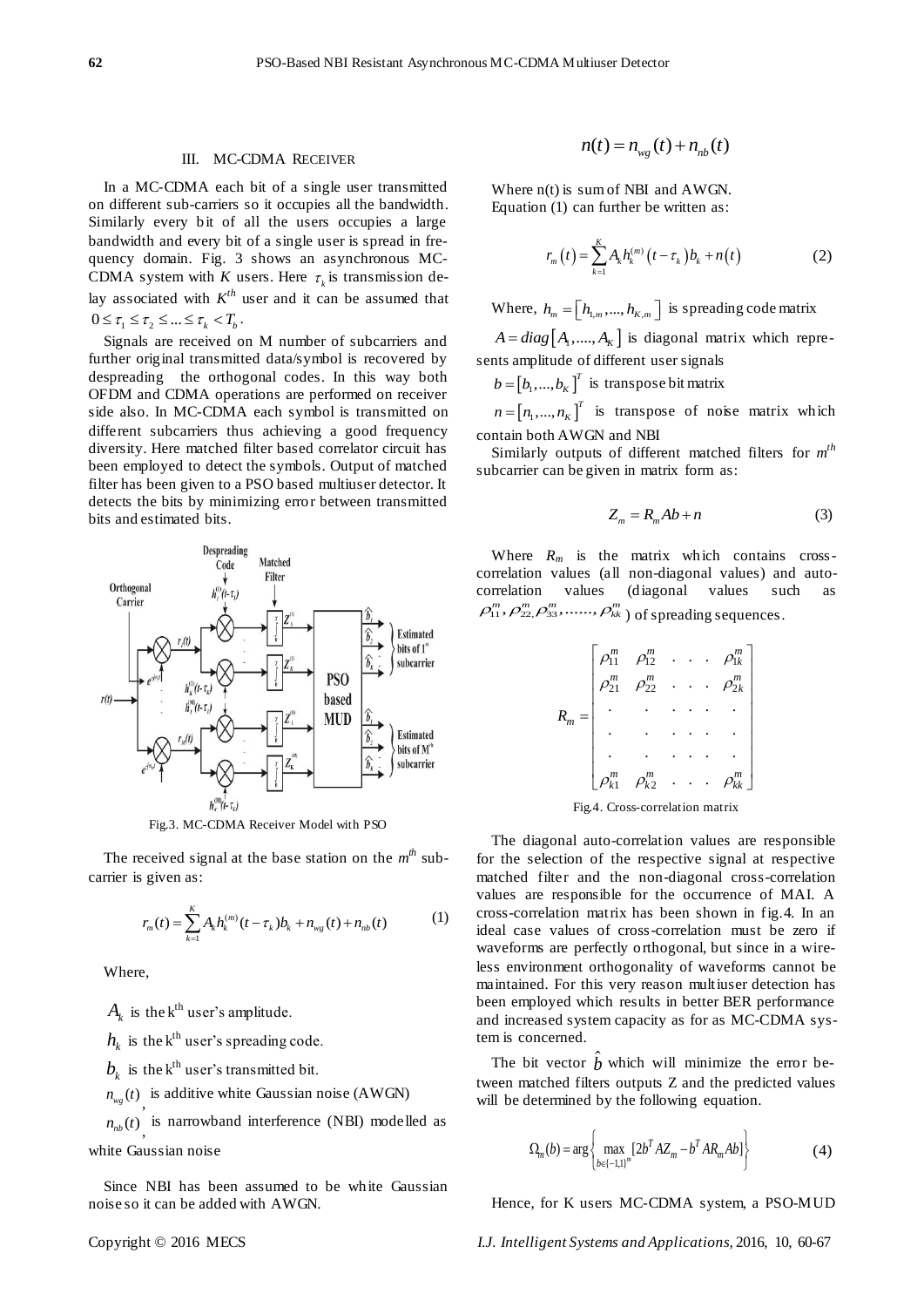## III. MC-CDMA RECEIVER

In a MC-CDMA each bit of a single user transmitted on different sub-carriers so it occupies all the bandwidth. Similarly every bit of all the users occupies a large bandwidth and every bit of a single user is spread in frequency domain. Fig. 3 shows an asynchronous MC-CDMA system with $K$ users. Here $\tau_k$ is transmission delay associated with $K^{th}$ user and it can be assumed that $0 \leq \tau_1 \leq \tau_2 \leq ... \leq \tau_k < T_b$.

Signals are received on M number of subcarriers and further original transmitted data/symbol is recovered by despreading the orthogonal codes. In this way both OFDM and CDMA operations are performed on receiver side also. In MC-CDMA each symbol is transmitted on different subcarriers thus achieving a good frequency diversity. Here matched filter based correlator circuit has been employed to detect the symbols. Output of matched filter has been given to a PSO based multiuser detector. It detects the bits by minimizing error between transmitted bits and estimated bits.

Fig.3. MC-CDMA Receiver Model with PSO

The received signal at the base station on the $m^{th}$ subcarrier is given as:

$$r_m(t) = \sum_{k=1}^{K} A_k h_k^{(m)}(t-\tau_k) b_k + n_{wg}(t) + n_{nb}(t) \quad (1)$$

Where,

$A_k$ is the k[th] user's amplitude.

$h_k$ is the k[th] user's spreading code.

$b_k$ is the k[th] user's transmitted bit.

$n_{wg}(t)$, is additive white Gaussian noise (AWGN)

$n_{nb}(t)$, is narrowband interference (NBI) modelled as white Gaussian noise

Since NBI has been assumed to be white Gaussian noise so it can be added with AWGN.

$$n(t) = n_{wg}(t) + n_{nb}(t)$$

Where n(t) is sum of NBI and AWGN.

Equation (1) can further be written as:

$$r_m(t) = \sum_{k=1}^{K} A_k h_k^{(m)}(t-\tau_k) b_k + n(t) \quad (2)$$

Where, $h_m = \left[h_{1,m}, ..., h_{K,m}\right]$ is spreading code matrix

$A = diag\left[A_1, ...., A_K\right]$ is diagonal matrix which represents amplitude of different user signals

$b = \left[b_1, ..., b_K\right]^T$ is transpose bit matrix

$n = \left[n_1, ..., n_K\right]^T$ is transpose of noise matrix which contain both AWGN and NBI

Similarly outputs of different matched filters for $m^{th}$ subcarrier can be given in matrix form as:

$$Z_m = R_m A b + n \quad (3)$$

Where $R_m$ is the matrix which contains cross-correlation values (all non-diagonal values) and auto-correlation values (diagonal values such as $\rho_{11}^m, \rho_{22}^m, \rho_{33}^m, ......, \rho_{kk}^m$) of spreading sequences.

$$R_m = \begin{bmatrix} \rho_{11}^m & \rho_{12}^m & . & . & . & \rho_{1k}^m \\ \rho_{21}^m & \rho_{22}^m & . & . & . & \rho_{2k}^m \\ . & . & . & . & . & . \\ . & . & . & . & . & . \\ . & . & . & . & . & . \\ \rho_{k1}^m & \rho_{k2}^m & . & . & . & \rho_{kk}^m \end{bmatrix}$$

Fig.4. Cross-correlation matrix

The diagonal auto-correlation values are responsible for the selection of the respective signal at respective matched filter and the non-diagonal cross-correlation values are responsible for the occurrence of MAI. A cross-correlation matrix has been shown in fig.4. In an ideal case values of cross-correlation must be zero if waveforms are perfectly orthogonal, but since in a wireless environment orthogonality of waveforms cannot be maintained. For this very reason multiuser detection has been employed which results in better BER performance and increased system capacity as for as MC-CDMA system is concerned.

The bit vector $\hat{b}$ which will minimize the error between matched filters outputs Z and the predicted values will be determined by the following equation.

$$\Omega_m(b) = \arg\left\{\max_{b \in \{-1,1\}^m} [2b^T A Z_m - b^T A R_m A b]\right\} \quad (4)$$

Hence, for K users MC-CDMA system, a PSO-MUD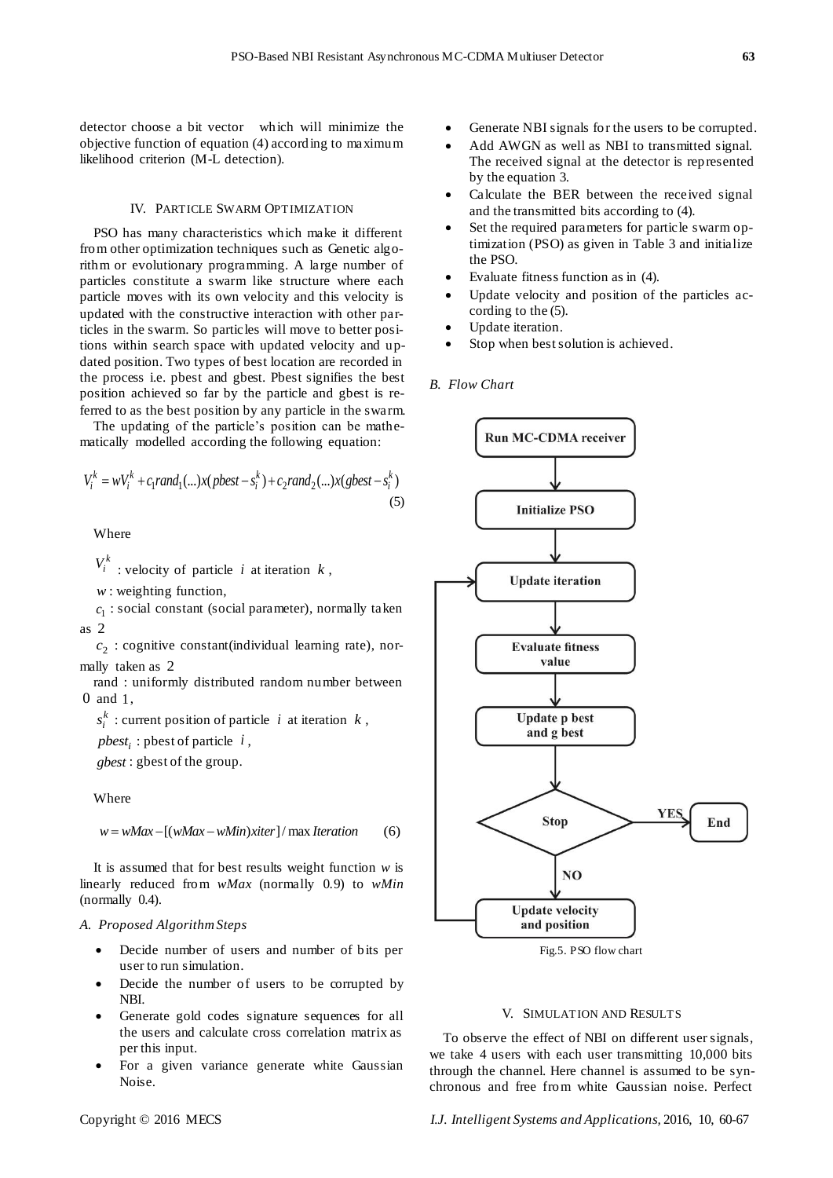detector choose a bit vector which will minimize the objective function of equation (4) according to maximum likelihood criterion (M-L detection).

## IV. Particle Swarm Optimization

PSO has many characteristics which make it different from other optimization techniques such as Genetic algorithm or evolutionary programming. A large number of particles constitute a swarm like structure where each particle moves with its own velocity and this velocity is updated with the constructive interaction with other particles in the swarm. So particles will move to better positions within search space with updated velocity and updated position. Two types of best location are recorded in the process i.e. pbest and gbest. Pbest signifies the best position achieved so far by the particle and gbest is referred to as the best position by any particle in the swarm.

The updating of the particle's position can be mathematically modelled according the following equation:

$$V_i^k = wV_i^k + c_1 rand_1(...)x(pbest - s_i^k) + c_2 rand_2(...)x(gbest - s_i^k) \tag{5}$$

Where

$V_i^k$ : velocity of particle $i$ at iteration $k$,

$w$ : weighting function,

$c_1$ : social constant (social parameter), normally taken as 2

$c_2$ : cognitive constant(individual learning rate), normally taken as 2

rand : uniformly distributed random number between 0 and 1,

$s_i^k$ : current position of particle $i$ at iteration $k$,

$pbest_i$ : pbest of particle $i$,

$gbest$ : gbest of the group.

Where

$$w = wMax - [(wMax - wMin)xiter] / \max Iteration \tag{6}$$

It is assumed that for best results weight function $w$ is linearly reduced from $wMax$ (normally 0.9) to $wMin$ (normally 0.4).

### *A. Proposed Algorithm Steps*

- Decide number of users and number of bits per user to run simulation.
- Decide the number of users to be corrupted by NBI.
- Generate gold codes signature sequences for all the users and calculate cross correlation matrix as per this input.
- For a given variance generate white Gaussian Noise.
- Generate NBI signals for the users to be corrupted.
- Add AWGN as well as NBI to transmitted signal. The received signal at the detector is represented by the equation 3.
- Calculate the BER between the received signal and the transmitted bits according to (4).
- Set the required parameters for particle swarm optimization (PSO) as given in Table 3 and initialize the PSO.
- Evaluate fitness function as in (4).
- Update velocity and position of the particles according to the (5).
- Update iteration.
- Stop when best solution is achieved.

### *B. Flow Chart*

Fig.5. PSO flow chart

## V. Simulation and Results

To observe the effect of NBI on different user signals, we take 4 users with each user transmitting 10,000 bits through the channel. Here channel is assumed to be synchronous and free from white Gaussian noise. Perfect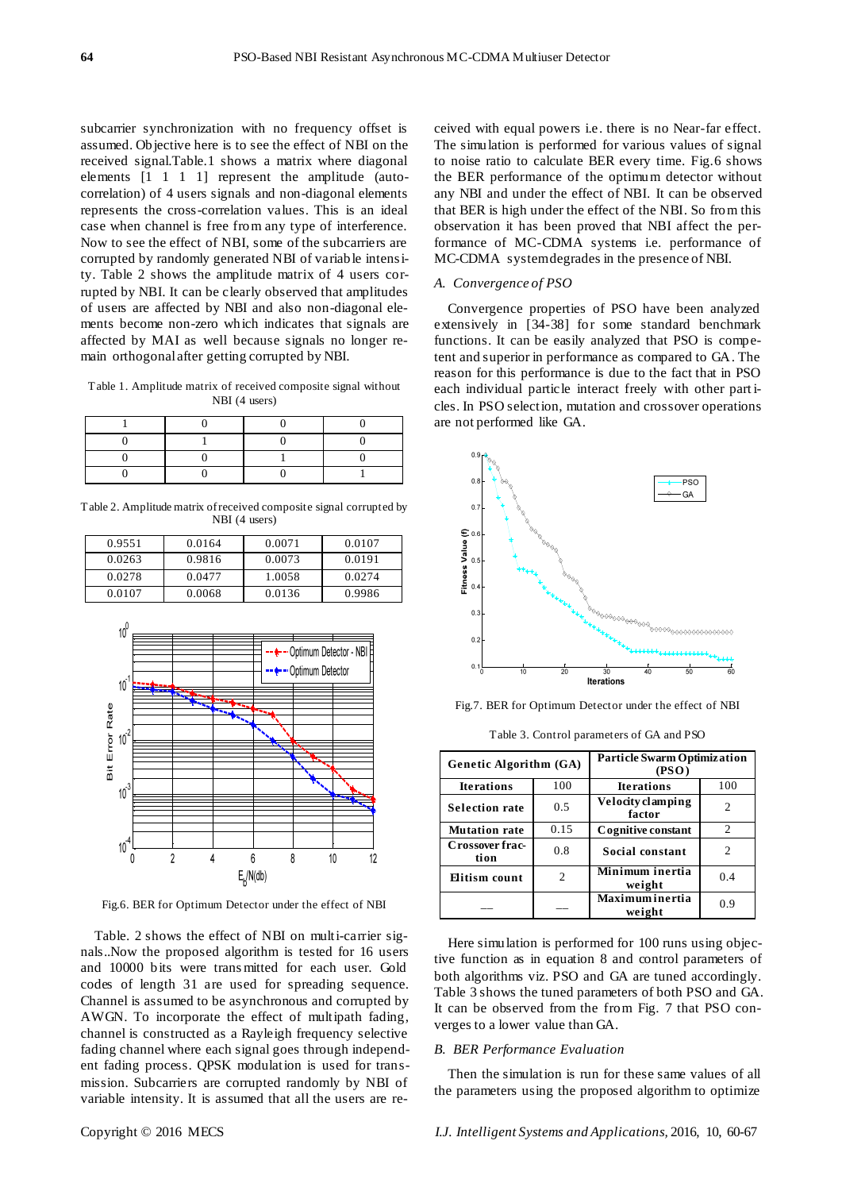subcarrier synchronization with no frequency offset is assumed. Objective here is to see the effect of NBI on the received signal.Table.1 shows a matrix where diagonal elements [1 1 1 1] represent the amplitude (auto-correlation) of 4 users signals and non-diagonal elements represents the cross-correlation values. This is an ideal case when channel is free from any type of interference. Now to see the effect of NBI, some of the subcarriers are corrupted by randomly generated NBI of variable intensity. Table 2 shows the amplitude matrix of 4 users corrupted by NBI. It can be clearly observed that amplitudes of users are affected by NBI and also non-diagonal elements become non-zero which indicates that signals are affected by MAI as well because signals no longer remain orthogonal after getting corrupted by NBI.

Table 1. Amplitude matrix of received composite signal without NBI (4 users)

| | | | |
|---|---|---|---|
| 1 | 0 | 0 | 0 |
| 0 | 1 | 0 | 0 |
| 0 | 0 | 1 | 0 |
| 0 | 0 | 0 | 1 |

Table 2. Amplitude matrix of received composite signal corrupted by NBI (4 users)

| | | | |
|---|---|---|---|
| 0.9551 | 0.0164 | 0.0071 | 0.0107 |
| 0.0263 | 0.9816 | 0.0073 | 0.0191 |
| 0.0278 | 0.0477 | 1.0058 | 0.0274 |
| 0.0107 | 0.0068 | 0.0136 | 0.9986 |

Fig.6. BER for Optimum Detector under the effect of NBI

Table. 2 shows the effect of NBI on multi-carrier signals..Now the proposed algorithm is tested for 16 users and 10000 bits were transmitted for each user. Gold codes of length 31 are used for spreading sequence. Channel is assumed to be asynchronous and corrupted by AWGN. To incorporate the effect of multipath fading, channel is constructed as a Rayleigh frequency selective fading channel where each signal goes through independent fading process. QPSK modulation is used for transmission. Subcarriers are corrupted randomly by NBI of variable intensity. It is assumed that all the users are received with equal powers i.e. there is no Near-far effect. The simulation is performed for various values of signal to noise ratio to calculate BER every time. Fig.6 shows the BER performance of the optimum detector without any NBI and under the effect of NBI. It can be observed that BER is high under the effect of the NBI. So from this observation it has been proved that NBI affect the performance of MC-CDMA systems i.e. performance of MC-CDMA system degrades in the presence of NBI.

### *A. Convergence of PSO*

Convergence properties of PSO have been analyzed extensively in [34-38] for some standard benchmark functions. It can be easily analyzed that PSO is competent and superior in performance as compared to GA. The reason for this performance is due to the fact that in PSO each individual particle interact freely with other particles. In PSO selection, mutation and crossover operations are not performed like GA.

Fig.7. BER for Optimum Detector under the effect of NBI

Table 3. Control parameters of GA and PSO

| Genetic Algorithm (GA) | | Particle Swarm Optimization (PSO) | |
|---|---|---|---|
| **Iterations** | 100 | **Iterations** | 100 |
| **Selection rate** | 0.5 | **Velocity clamping factor** | 2 |
| **Mutation rate** | 0.15 | **Cognitive constant** | 2 |
| **Crossover fraction** | 0.8 | **Social constant** | 2 |
| **Elitism count** | 2 | **Minimum inertia weight** | 0.4 |
| — | — | **Maximum inertia weight** | 0.9 |

Here simulation is performed for 100 runs using objective function as in equation 8 and control parameters of both algorithms viz. PSO and GA are tuned accordingly. Table 3 shows the tuned parameters of both PSO and GA. It can be observed that the from Fig. 7 that PSO converges to a lower value than GA.

### *B. BER Performance Evaluation*

Then the simulation is run for these same values of all the parameters using the proposed algorithm to optimize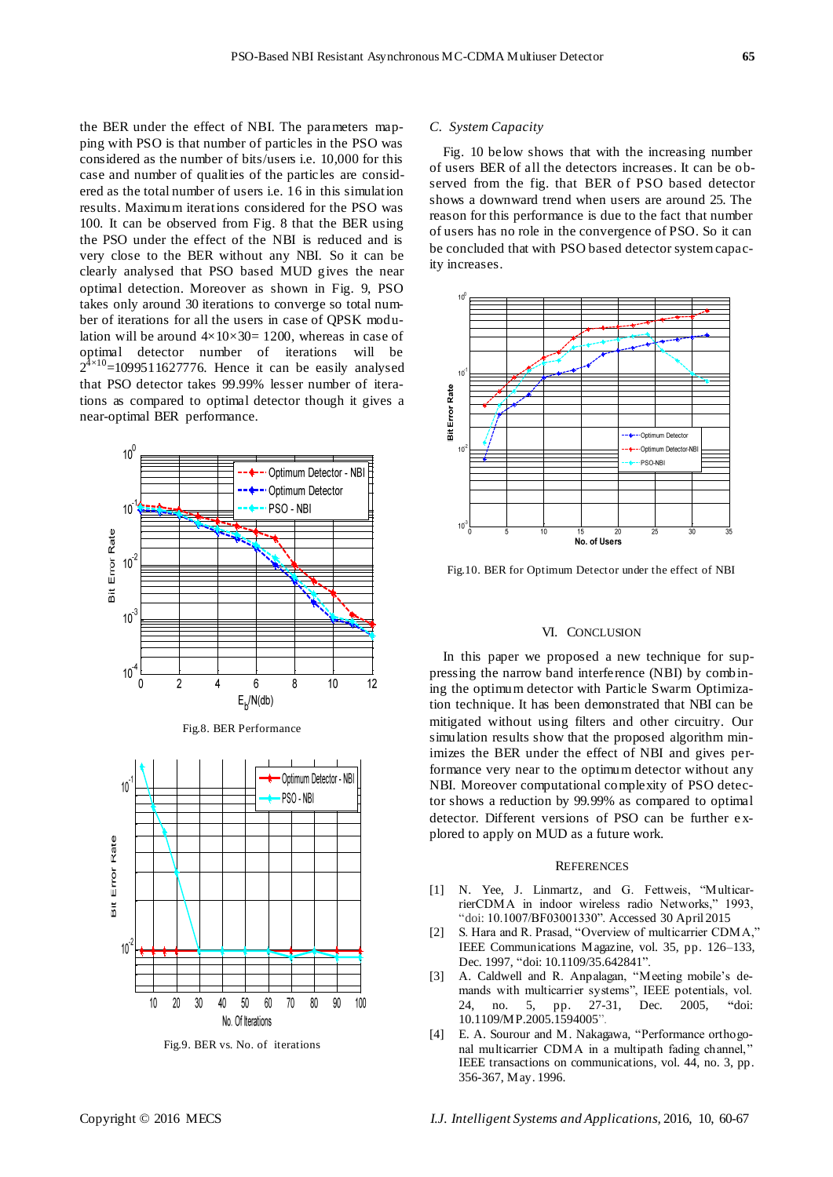the BER under the effect of NBI. The parameters mapping with PSO is that number of particles in the PSO was considered as the number of bits/users i.e. 10,000 for this case and number of qualities of the particles are considered as the total number of users i.e. 16 in this simulation results. Maximum iterations considered for the PSO was 100. It can be observed from Fig. 8 that the BER using the PSO under the effect of the NBI is reduced and is very close to the BER without any NBI. So it can be clearly analysed that PSO based MUD gives the near optimal detection. Moreover as shown in Fig. 9, PSO takes only around 30 iterations to converge so total number of iterations for all the users in case of QPSK modulation will be around $4\times10\times30= 1200$, whereas in case of optimal detector number of iterations will be $2^{4\times10}$=1099511627776. Hence it can be easily analysed that PSO detector takes 99.99% lesser number of iterations as compared to optimal detector though it gives a near-optimal BER performance.

Fig.8. BER Performance

Fig.9. BER vs. No. of iterations

### C. System Capacity

Fig. 10 below shows that with the increasing number of users BER of all the detectors increases. It can be observed from the fig. that BER of PSO based detector shows a downward trend when users are around 25. The reason for this performance is due to the fact that number of users has no role in the convergence of PSO. So it can be concluded that with PSO based detector system capacity increases.

Fig.10. BER for Optimum Detector under the effect of NBI

## VI. Conclusion

In this paper we proposed a new technique for suppressing the narrow band interference (NBI) by combining the optimum detector with Particle Swarm Optimization technique. It has been demonstrated that NBI can be mitigated without using filters and other circuitry. Our simulation results show that the proposed algorithm minimizes the BER under the effect of NBI and gives performance very near to the optimum detector without any NBI. Moreover computational complexity of PSO detector shows a reduction by 99.99% as compared to optimal detector. Different versions of PSO can be further explored to apply on MUD as a future work.

## References

[1] N. Yee, J. Linmartz, and G. Fettweis, "Multicarrier CDMA in indoor wireless radio Networks," 1993, "doi: 10.1007/BF03001330". Accessed 30 April 2015

[2] S. Hara and R. Prasad, "Overview of multicarrier CDMA," IEEE Communications Magazine, vol. 35, pp. 126–133, Dec. 1997, "doi: 10.1109/35.642841".

[3] A. Caldwell and R. Anpalagan, "Meeting mobile's demands with multicarrier systems", IEEE potentials, vol. 24, no. 5, pp. 27-31, Dec. 2005, "doi: 10.1109/MP.2005.1594005".

[4] E. A. Sourour and M. Nakagawa, "Performance orthogonal multicarrier CDMA in a multipath fading channel," IEEE transactions on communications, vol. 44, no. 3, pp. 356-367, May. 1996.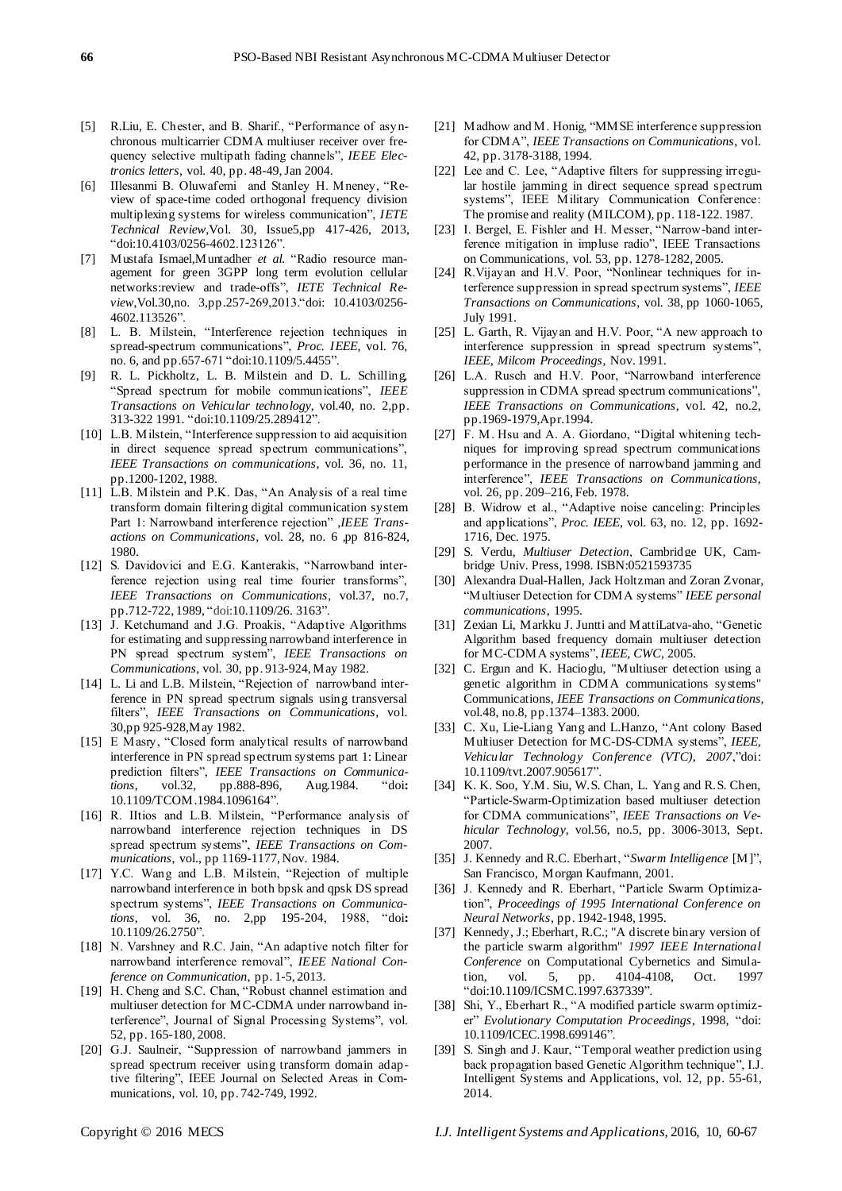[5] R.Liu, E. Chester, and B. Sharif., "Performance of asynchronous multicarrier CDMA multiuser receiver over frequency selective multipath fading channels", *IEEE Electronics letters*, vol. 40, pp. 48-49, Jan 2004.

[6] IIesanmi B. Oluwafemi and Stanley H. Mneney, "Review of space-time coded orthogonal frequency division multiplexing systems for wireless communication", *IETE Technical Review*,Vol. 30, Issue5,pp 417-426, 2013, "doi:10.4103/0256-4602.123126".

[7] Mustafa Ismael,Muntadher *et al.* "Radio resource management for green 3GPP long term evolution cellular networks:review and trade-offs", *IETE Technical Review*,Vol.30,no. 3,pp.257-269,2013."doi: 10.4103/0256-4602.113526".

[8] L. B. Milstein, "Interference rejection techniques in spread-spectrum communications", *Proc. IEEE*, vol. 76, no. 6, and pp.657-671 "doi:10.1109/5.4455".

[9] R. L. Pickholtz, L. B. Milstein and D. L. Schilling, "Spread spectrum for mobile communications", *IEEE Transactions on Vehicular technology*, vol.40, no. 2,pp. 313-322 1991. "doi:10.1109/25.289412".

[10] L.B. Milstein, "Interference suppression to aid acquisition in direct sequence spread spectrum communications", *IEEE Transactions on communications*, vol. 36, no. 11, pp.1200-1202, 1988.

[11] L.B. Milstein and P.K. Das, "An Analysis of a real time transform domain filtering digital communication system Part 1: Narrowband interference rejection" ,*IEEE Transactions on Communications*, vol. 28, no. 6 ,pp 816-824, 1980.

[12] S. Davidovici and E.G. Kanterakis, "Narrowband interference rejection using real time fourier transforms", *IEEE Transactions on Communications*, vol.37, no.7, pp.712-722, 1989, "doi:10.1109/26. 3163".

[13] J. Ketchumand and J.G. Proakis, "Adaptive Algorithms for estimating and suppressing narrowband interference in PN spread spectrum system", *IEEE Transactions on Communications*, vol. 30, pp. 913-924, May 1982.

[14] L. Li and L.B. Milstein, "Rejection of narrowband interference in PN spread spectrum signals using transversal filters", *IEEE Transactions on Communications*, vol. 30,pp 925-928,May 1982.

[15] E Masry, "Closed form analytical results of narrowband interference in PN spread spectrum systems part 1: Linear prediction filters", *IEEE Transactions on Communications*, vol.32, pp.888-896, Aug.1984. "doi: 10.1109/TCOM.1984.1096164".

[16] R. IItios and L.B. Milstein, "Performance analysis of narrowband interference rejection techniques in DS spread spectrum systems", *IEEE Transactions on Communications*, vol., pp 1169-1177, Nov. 1984.

[17] Y.C. Wang and L.B. Milstein, "Rejection of multiple narrowband interference in both bpsk and qpsk DS spread spectrum systems", *IEEE Transactions on Communications*, vol. 36, no. 2,pp 195-204, 1988, "doi: 10.1109/26.2750".

[18] N. Varshney and R.C. Jain, "An adaptive notch filter for narrowband interference removal", *IEEE National Conference on Communication*, pp. 1-5, 2013.

[19] H. Cheng and S.C. Chan, "Robust channel estimation and multiuser detection for MC-CDMA under narrowband interference", Journal of Signal Processing Systems", vol. 52, pp. 165-180, 2008.

[20] G.J. Saulneir, "Suppression of narrowband jammers in spread spectrum receiver using transform domain adaptive filtering", IEEE Journal on Selected Areas in Communications, vol. 10, pp. 742-749, 1992.

[21] Madhow and M. Honig, "MMSE interference suppression for CDMA", *IEEE Transactions on Communications*, vol. 42, pp. 3178-3188, 1994.

[22] Lee and C. Lee, "Adaptive filters for suppressing irregular hostile jamming in direct sequence spread spectrum systems", IEEE Military Communication Conference: The promise and reality (MILCOM), pp. 118-122. 1987.

[23] I. Bergel, E. Fishler and H. Messer, "Narrow-band interference mitigation in impluse radio", IEEE Transactions on Communications, vol. 53, pp. 1278-1282, 2005.

[24] R.Vijayan and H.V. Poor, "Nonlinear techniques for interference suppression in spread spectrum systems", *IEEE Transactions on Communications*, vol. 38, pp 1060-1065, July 1991.

[25] L. Garth, R. Vijayan and H.V. Poor, "A new approach to interference suppression in spread spectrum systems", *IEEE, Milcom Proceedings*, Nov. 1991.

[26] L.A. Rusch and H.V. Poor, "Narrowband interference suppression in CDMA spread spectrum communications", *IEEE Transactions on Communications*, vol. 42, no.2, pp.1969-1979,Apr.1994.

[27] F. M. Hsu and A. A. Giordano, "Digital whitening techniques for improving spread spectrum communications performance in the presence of narrowband jamming and interference", *IEEE Transactions on Communications*, vol. 26, pp. 209–216, Feb. 1978.

[28] B. Widrow et al., "Adaptive noise canceling: Principles and applications", *Proc. IEEE*, vol. 63, no. 12, pp. 1692-1716, Dec. 1975.

[29] S. Verdu, *Multiuser Detection*, Cambridge UK, Cambridge Univ. Press, 1998. ISBN:0521593735

[30] Alexandra Dual-Hallen, Jack Holtzman and Zoran Zvonar, "Multiuser Detection for CDMA systems" *IEEE personal communications*, 1995.

[31] Zexian Li, Markku J. Juntti and MattiLatva-aho, "Genetic Algorithm based frequency domain multiuser detection for MC-CDMA systems", *IEEE, CWC*, 2005.

[32] C. Ergun and K. Hacioglu, "Multiuser detection using a genetic algorithm in CDMA communications systems" Communications, *IEEE Transactions on Communications*, vol.48, no.8, pp.1374–1383. 2000.

[33] C. Xu, Lie-Liang Yang and L.Hanzo, "Ant colony Based Multiuser Detection for MC-DS-CDMA systems", *IEEE, Vehicular Technology Conference (VTC), 2007*,"doi: 10.1109/tvt.2007.905617".

[34] K. K. Soo, Y.M. Siu, W.S. Chan, L. Yang and R.S. Chen, "Particle-Swarm-Optimization based multiuser detection for CDMA communications", *IEEE Transactions on Vehicular Technology*, vol.56, no.5, pp. 3006-3013, Sept. 2007.

[35] J. Kennedy and R.C. Eberhart, "*Swarm Intelligence* [M]", San Francisco, Morgan Kaufmann, 2001.

[36] J. Kennedy and R. Eberhart, "Particle Swarm Optimization", *Proceedings of 1995 International Conference on Neural Networks*, pp. 1942-1948, 1995.

[37] Kennedy, J.; Eberhart, R.C.; "A discrete binary version of the particle swarm algorithm" *1997 IEEE International Conference* on Computational Cybernetics and Simulation, vol. 5, pp. 4104-4108, Oct. 1997 "doi:10.1109/ICSMC.1997.637339".

[38] Shi, Y., Eberhart R., "A modified particle swarm optimizer" *Evolutionary Computation Proceedings*, 1998, "doi: 10.1109/ICEC.1998.699146".

[39] S. Singh and J. Kaur, "Temporal weather prediction using back propagation based Genetic Algorithm technique", I.J. Intelligent Systems and Applications, vol. 12, pp. 55-61, 2014.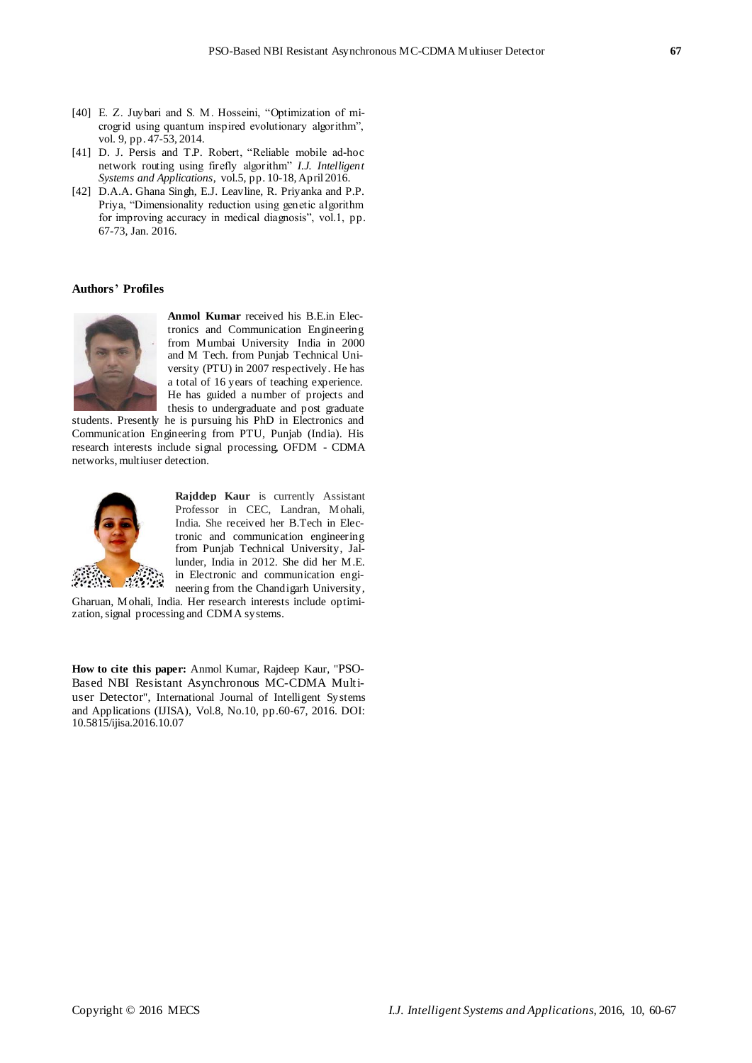[40] E. Z. Juybari and S. M. Hosseini, "Optimization of microgrid using quantum inspired evolutionary algorithm", vol. 9, pp. 47-53, 2014.

[41] D. J. Persis and T.P. Robert, "Reliable mobile ad-hoc network routing using firefly algorithm" *I.J. Intelligent Systems and Applications*, vol.5, pp. 10-18, April 2016.

[42] D.A.A. Ghana Singh, E.J. Leavline, R. Priyanka and P.P. Priya, "Dimensionality reduction using genetic algorithm for improving accuracy in medical diagnosis", vol.1, pp. 67-73, Jan. 2016.

## Authors' Profiles

**Anmol Kumar** received his B.E.in Electronics and Communication Engineering from Mumbai University India in 2000 and M Tech. from Punjab Technical University (PTU) in 2007 respectively. He has a total of 16 years of teaching experience. He has guided a number of projects and thesis to undergraduate and post graduate students. Presently he is pursuing his PhD in Electronics and Communication Engineering from PTU, Punjab (India). His research interests include signal processing, OFDM - CDMA networks, multiuser detection.

**Rajddep Kaur** is currently Assistant Professor in CEC, Landran, Mohali, India. She received her B.Tech in Electronic and communication engineering from Punjab Technical University, Jallunder, India in 2012. She did her M.E. in Electronic and communication engineering from the Chandigarh University, Gharuan, Mohali, India. Her research interests include optimization, signal processing and CDMA systems.

**How to cite this paper:** Anmol Kumar, Rajdeep Kaur, "PSO-Based NBI Resistant Asynchronous MC-CDMA Multiuser Detector", International Journal of Intelligent Systems and Applications (IJISA), Vol.8, No.10, pp.60-67, 2016. DOI: 10.5815/ijisa.2016.10.07